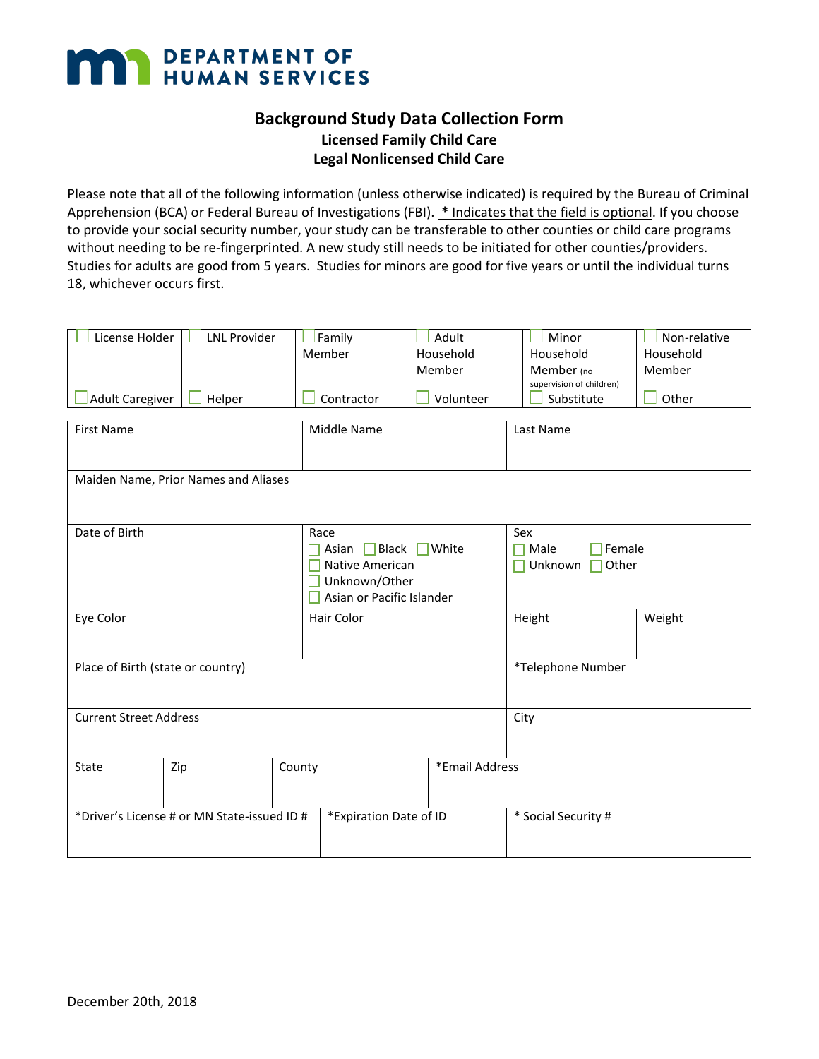DEPARTMENT OF HUMAN SERVICES

# Background Study Data Collection Form

## Licensed Family Child Care
## Legal Nonlicensed Child Care

Please note that all of the following information (unless otherwise indicated) is required by the Bureau of Criminal Apprehension (BCA) or Federal Bureau of Investigations (FBI). * Indicates that the field is optional. If you choose to provide your social security number, your study can be transferable to other counties or child care programs without needing to be re-fingerprinted. A new study still needs to be initiated for other counties/providers. Studies for adults are good from 5 years. Studies for minors are good for five years or until the individual turns 18, whichever occurs first.

| | | | | | |
|---|---|---|---|---|---|
| ☐ License Holder | ☐ LNL Provider | ☐ Family Member | ☐ Adult Household Member | ☐ Minor Household Member (no supervision of children) | ☐ Non-relative Household Member |
| ☐ Adult Caregiver | ☐ Helper | ☐ Contractor | ☐ Volunteer | ☐ Substitute | ☐ Other |

| | | | |
|---|---|---|---|
| First Name | Middle Name | Last Name | |
| Maiden Name, Prior Names and Aliases | | | |
| Date of Birth | Race<br>☐ Asian ☐ Black ☐ White<br>☐ Native American<br>☐ Unknown/Other<br>☐ Asian or Pacific Islander | Sex<br>☐ Male ☐ Female<br>☐ Unknown ☐ Other | |
| Eye Color | Hair Color | Height | Weight |
| Place of Birth (state or country) | | *Telephone Number | |
| Current Street Address | | City | |

| | | | |
|---|---|---|---|
| State | Zip | County | *Email Address |

| | | |
|---|---|---|
| *Driver's License # or MN State-issued ID # | *Expiration Date of ID | * Social Security # |

December 20th, 2018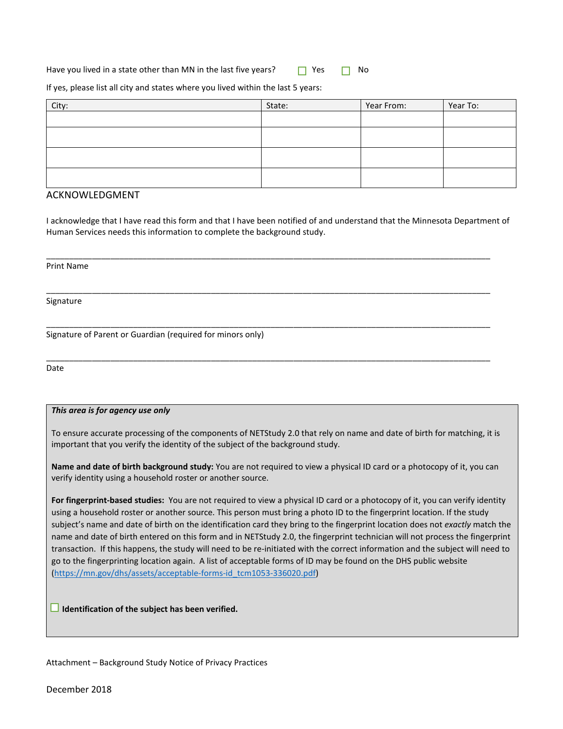Have you lived in a state other than MN in the last five years? ☐ Yes ☐ No

If yes, please list all city and states where you lived within the last 5 years:

| City: | State: | Year From: | Year To: |
|---|---|---|---|
| | | | |
| | | | |
| | | | |
| | | | |

## ACKNOWLEDGMENT

I acknowledge that I have read this form and that I have been notified of and understand that the Minnesota Department of Human Services needs this information to complete the background study.

\_\_\_\_\_\_\_\_\_\_\_\_\_\_\_\_\_\_\_\_\_\_\_\_\_\_\_\_\_\_\_\_\_\_\_\_\_\_\_\_\_\_\_\_\_\_\_\_\_\_\_\_\_\_\_\_\_\_

Print Name

\_\_\_\_\_\_\_\_\_\_\_\_\_\_\_\_\_\_\_\_\_\_\_\_\_\_\_\_\_\_\_\_\_\_\_\_\_\_\_\_\_\_\_\_\_\_\_\_\_\_\_\_\_\_\_\_\_\_

Signature

\_\_\_\_\_\_\_\_\_\_\_\_\_\_\_\_\_\_\_\_\_\_\_\_\_\_\_\_\_\_\_\_\_\_\_\_\_\_\_\_\_\_\_\_\_\_\_\_\_\_\_\_\_\_\_\_\_\_

Signature of Parent or Guardian (required for minors only)

\_\_\_\_\_\_\_\_\_\_\_\_\_\_\_\_\_\_\_\_\_\_\_\_\_\_\_\_\_\_\_\_\_\_\_\_\_\_\_\_\_\_\_\_\_\_\_\_\_\_\_\_\_\_\_\_\_\_

Date

***This area is for agency use only***

To ensure accurate processing of the components of NETStudy 2.0 that rely on name and date of birth for matching, it is important that you verify the identity of the subject of the background study.

**Name and date of birth background study:** You are not required to view a physical ID card or a photocopy of it, you can verify identity using a household roster or another source.

**For fingerprint-based studies:** You are not required to view a physical ID card or a photocopy of it, you can verify identity using a household roster or another source. This person must bring a photo ID to the fingerprint location. If the study subject's name and date of birth on the identification card they bring to the fingerprint location does not *exactly* match the name and date of birth entered on this form and in NETStudy 2.0, the fingerprint technician will not process the fingerprint transaction. If this happens, the study will need to be re-initiated with the correct information and the subject will need to go to the fingerprinting location again. A list of acceptable forms of ID may be found on the DHS public website (https://mn.gov/dhs/assets/acceptable-forms-id_tcm1053-336020.pdf)

☐ **Identification of the subject has been verified.**

Attachment – Background Study Notice of Privacy Practices

December 2018